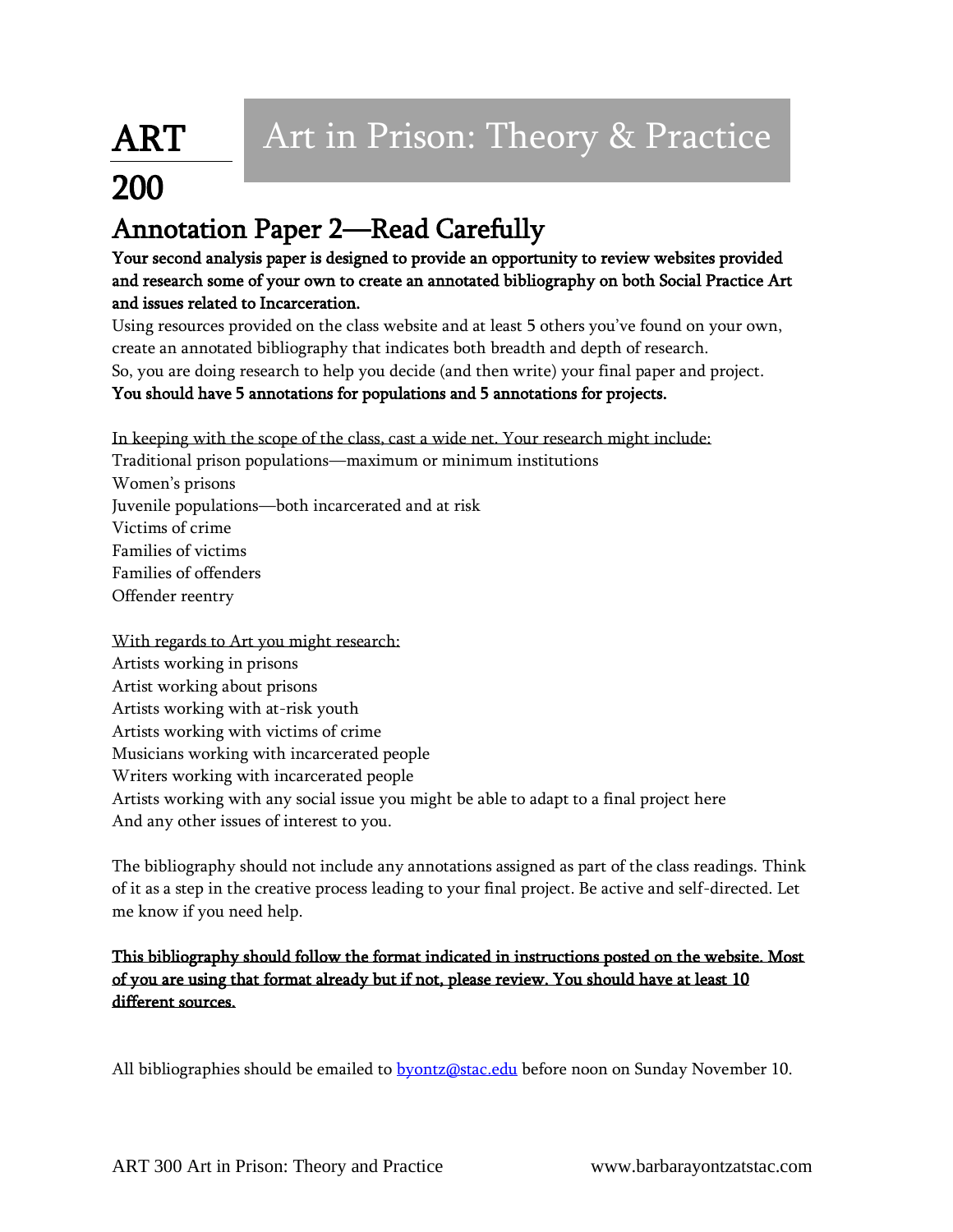# ART 200

## Art in Prison: Theory & Practice

## Annotation Paper 2—Read Carefully

**Your second analysis paper is designed to provide an opportunity to review websites provided and research some of your own to create an annotated bibliography on both Social Practice Art and issues related to Incarceration.**

Using resources provided on the class website and at least 5 others you've found on your own, create an annotated bibliography that indicates both breadth and depth of research.

So, you are doing research to help you decide (and then write) your final paper and project.

**You should have 5 annotations for populations and 5 annotations for projects.**

In keeping with the scope of the class, cast a wide net. Your research might include:

Traditional prison populations—maximum or minimum institutions
Women's prisons
Juvenile populations—both incarcerated and at risk
Victims of crime
Families of victims
Families of offenders
Offender reentry

With regards to Art you might research:

Artists working in prisons
Artist working about prisons
Artists working with at-risk youth
Artists working with victims of crime
Musicians working with incarcerated people
Writers working with incarcerated people
Artists working with any social issue you might be able to adapt to a final project here
And any other issues of interest to you.

The bibliography should not include any annotations assigned as part of the class readings. Think of it as a step in the creative process leading to your final project. Be active and self-directed. Let me know if you need help.

**This bibliography should follow the format indicated in instructions posted on the website. Most of you are using that format already but if not, please review. You should have at least 10 different sources.**

All bibliographies should be emailed to byontz@stac.edu before noon on Sunday November 10.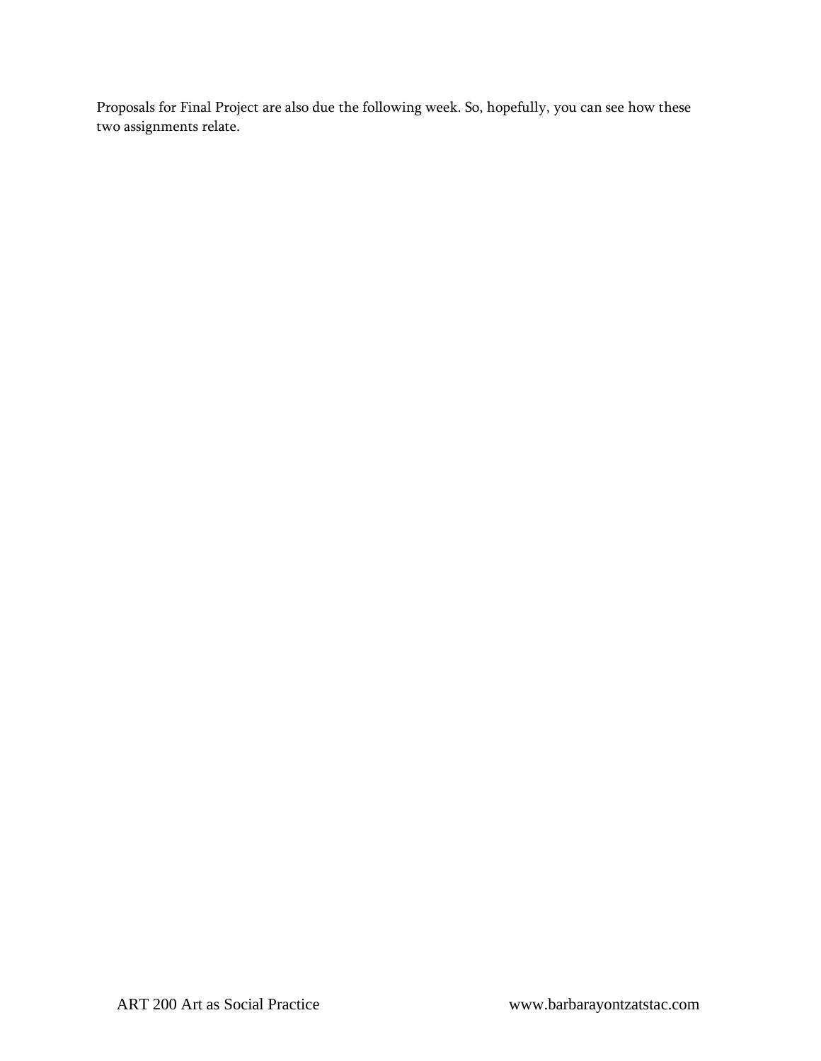Proposals for Final Project are also due the following week. So, hopefully, you can see how these two assignments relate.